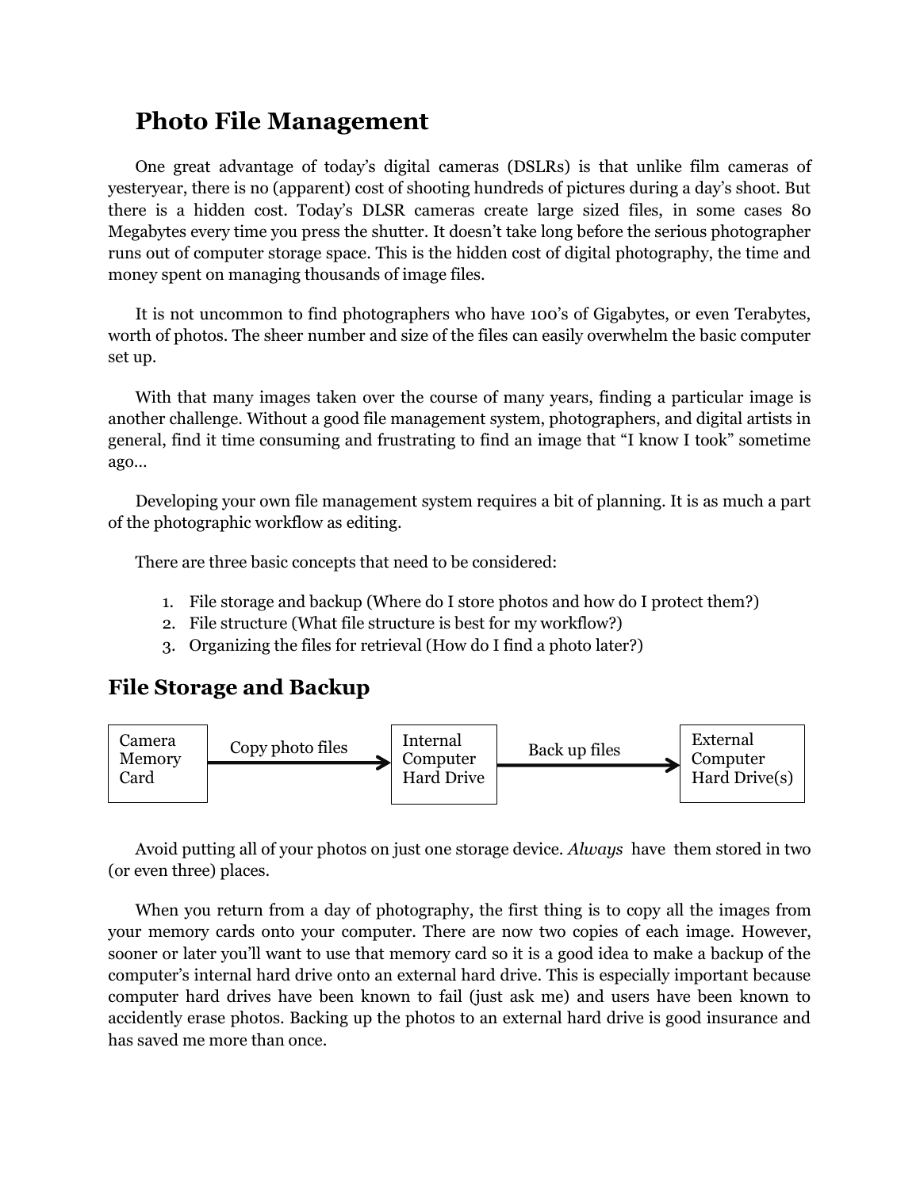# Photo File Management

One great advantage of today's digital cameras (DSLRs) is that unlike film cameras of yesteryear, there is no (apparent) cost of shooting hundreds of pictures during a day's shoot. But there is a hidden cost. Today's DLSR cameras create large sized files, in some cases 80 Megabytes every time you press the shutter. It doesn't take long before the serious photographer runs out of computer storage space. This is the hidden cost of digital photography, the time and money spent on managing thousands of image files.

It is not uncommon to find photographers who have 100's of Gigabytes, or even Terabytes, worth of photos. The sheer number and size of the files can easily overwhelm the basic computer set up.

With that many images taken over the course of many years, finding a particular image is another challenge. Without a good file management system, photographers, and digital artists in general, find it time consuming and frustrating to find an image that "I know I took" sometime ago…

Developing your own file management system requires a bit of planning. It is as much a part of the photographic workflow as editing.

There are three basic concepts that need to be considered:

1. File storage and backup (Where do I store photos and how do I protect them?)
2. File structure (What file structure is best for my workflow?)
3. Organizing the files for retrieval (How do I find a photo later?)

## File Storage and Backup

Camera Memory Card → (Copy photo files) → Internal Computer Hard Drive → (Back up files) → External Computer Hard Drive(s)

Avoid putting all of your photos on just one storage device. *Always* have them stored in two (or even three) places.

When you return from a day of photography, the first thing is to copy all the images from your memory cards onto your computer. There are now two copies of each image. However, sooner or later you'll want to use that memory card so it is a good idea to make a backup of the computer's internal hard drive onto an external hard drive. This is especially important because computer hard drives have been known to fail (just ask me) and users have been known to accidently erase photos. Backing up the photos to an external hard drive is good insurance and has saved me more than once.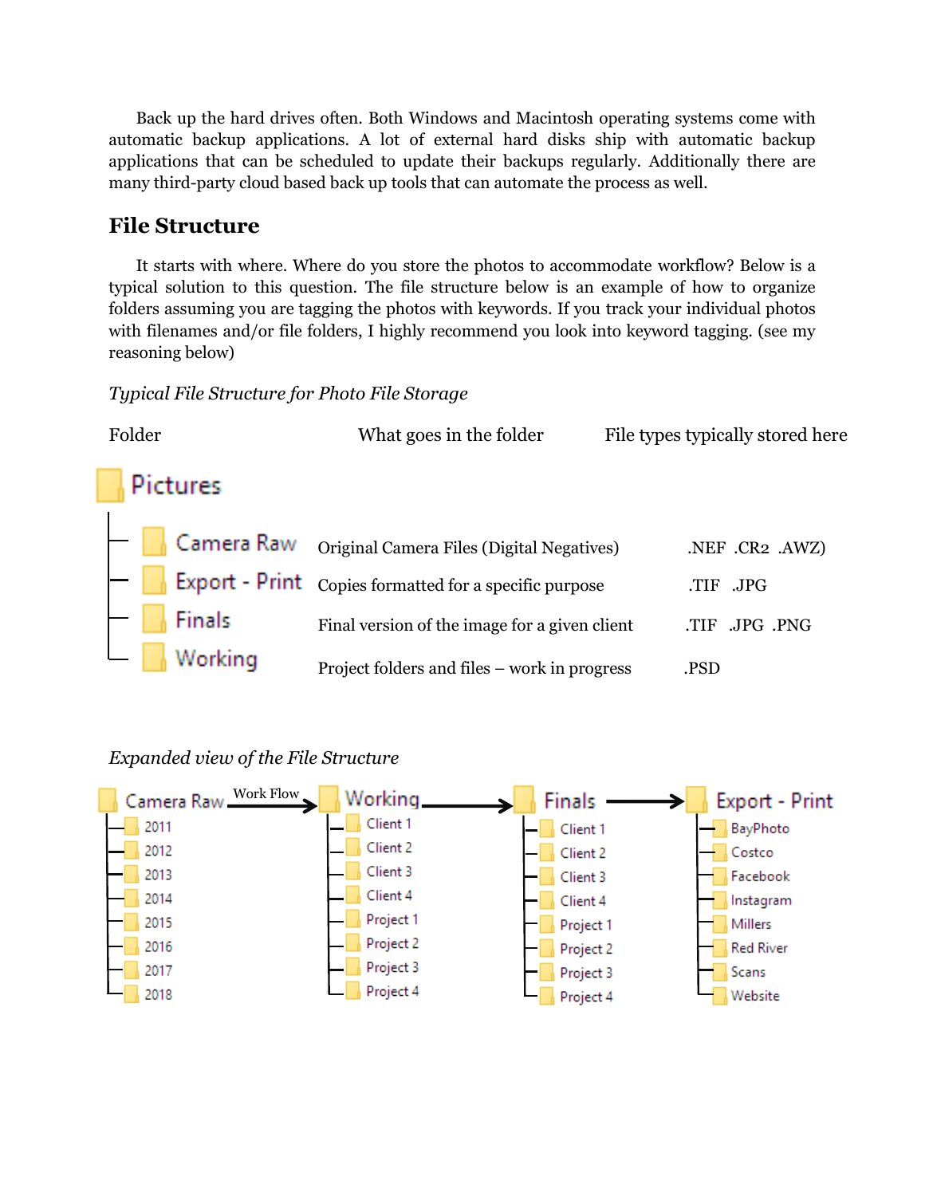Back up the hard drives often. Both Windows and Macintosh operating systems come with automatic backup applications. A lot of external hard disks ship with automatic backup applications that can be scheduled to update their backups regularly. Additionally there are many third-party cloud based back up tools that can automate the process as well.

## File Structure

It starts with where. Where do you store the photos to accommodate workflow? Below is a typical solution to this question. The file structure below is an example of how to organize folders assuming you are tagging the photos with keywords. If you track your individual photos with filenames and/or file folders, I highly recommend you look into keyword tagging. (see my reasoning below)

*Typical File Structure for Photo File Storage*

| Folder | What goes in the folder | File types typically stored here |
|---|---|---|
| Pictures | | |
| Camera Raw | Original Camera Files (Digital Negatives) | .NEF .CR2 .AWZ) |
| Export - Print | Copies formatted for a specific purpose | .TIF .JPG |
| Finals | Final version of the image for a given client | .TIF .JPG .PNG |
| Working | Project folders and files – work in progress | .PSD |

*Expanded view of the File Structure*

Camera Raw → (Work Flow) → Working → Finals → Export - Print

- Camera Raw
  - 2011
  - 2012
  - 2013
  - 2014
  - 2015
  - 2016
  - 2017
  - 2018
- Working
  - Client 1
  - Client 2
  - Client 3
  - Client 4
  - Project 1
  - Project 2
  - Project 3
  - Project 4
- Finals
  - Client 1
  - Client 2
  - Client 3
  - Client 4
  - Project 1
  - Project 2
  - Project 3
  - Project 4
- Export - Print
  - BayPhoto
  - Costco
  - Facebook
  - Instagram
  - Millers
  - Red River
  - Scans
  - Website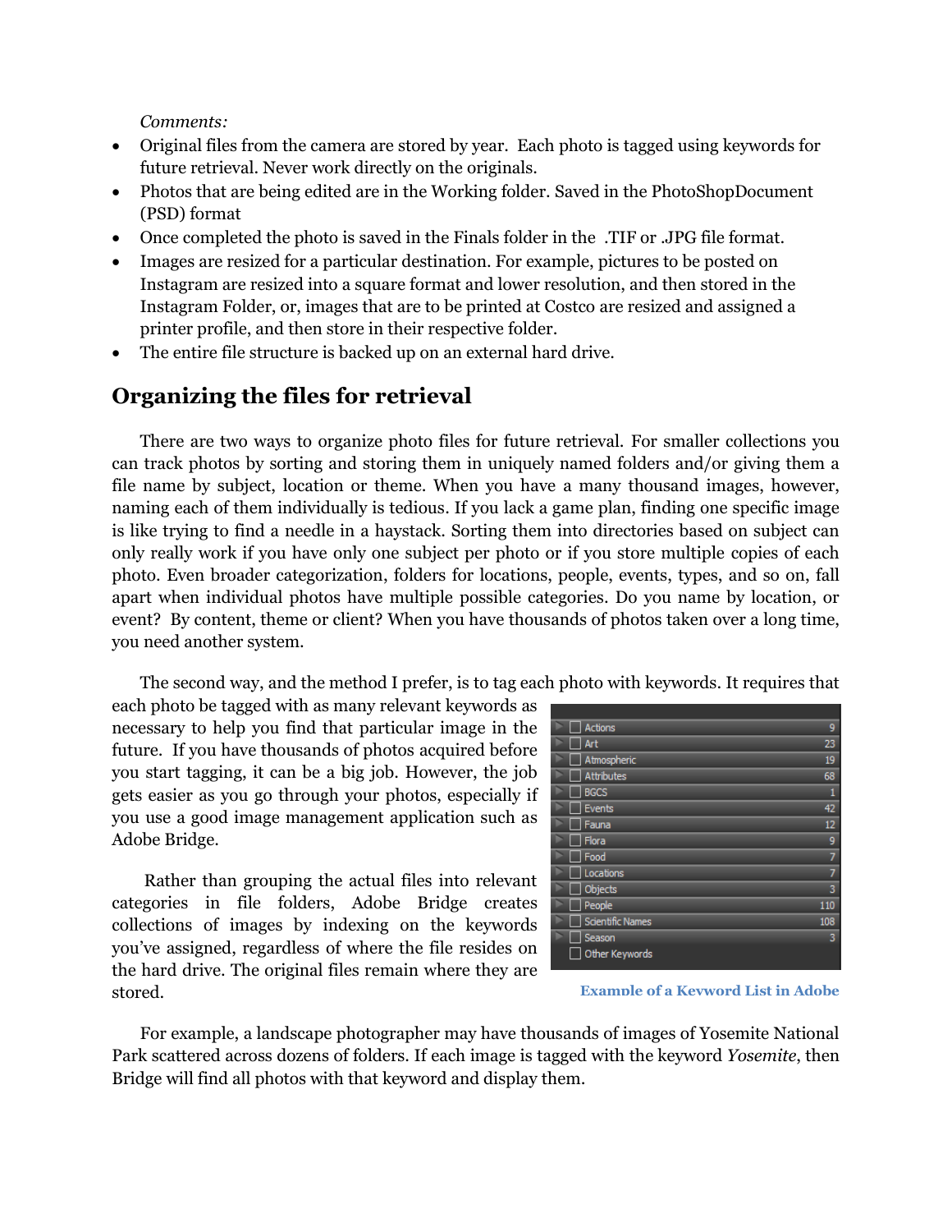*Comments:*

- Original files from the camera are stored by year. Each photo is tagged using keywords for future retrieval. Never work directly on the originals.
- Photos that are being edited are in the Working folder. Saved in the PhotoShopDocument (PSD) format
- Once completed the photo is saved in the Finals folder in the .TIF or .JPG file format.
- Images are resized for a particular destination. For example, pictures to be posted on Instagram are resized into a square format and lower resolution, and then stored in the Instagram Folder, or, images that are to be printed at Costco are resized and assigned a printer profile, and then store in their respective folder.
- The entire file structure is backed up on an external hard drive.

## Organizing the files for retrieval

There are two ways to organize photo files for future retrieval. For smaller collections you can track photos by sorting and storing them in uniquely named folders and/or giving them a file name by subject, location or theme. When you have a many thousand images, however, naming each of them individually is tedious. If you lack a game plan, finding one specific image is like trying to find a needle in a haystack. Sorting them into directories based on subject can only really work if you have only one subject per photo or if you store multiple copies of each photo. Even broader categorization, folders for locations, people, events, types, and so on, fall apart when individual photos have multiple possible categories. Do you name by location, or event? By content, theme or client? When you have thousands of photos taken over a long time, you need another system.

The second way, and the method I prefer, is to tag each photo with keywords. It requires that each photo be tagged with as many relevant keywords as necessary to help you find that particular image in the future. If you have thousands of photos acquired before you start tagging, it can be a big job. However, the job gets easier as you go through your photos, especially if you use a good image management application such as Adobe Bridge.

| Keyword | Count |
| --- | --- |
| Actions | 9 |
| Art | 23 |
| Atmospheric | 19 |
| Attributes | 68 |
| BGCS | 1 |
| Events | 42 |
| Fauna | 12 |
| Flora | 9 |
| Food | 7 |
| Locations | 7 |
| Objects | 3 |
| People | 110 |
| Scientific Names | 108 |
| Season | 3 |
| Other Keywords | |

Example of a Keyword List in Adobe

Rather than grouping the actual files into relevant categories in file folders, Adobe Bridge creates collections of images by indexing on the keywords you've assigned, regardless of where the file resides on the hard drive. The original files remain where they are stored.

For example, a landscape photographer may have thousands of images of Yosemite National Park scattered across dozens of folders. If each image is tagged with the keyword *Yosemite*, then Bridge will find all photos with that keyword and display them.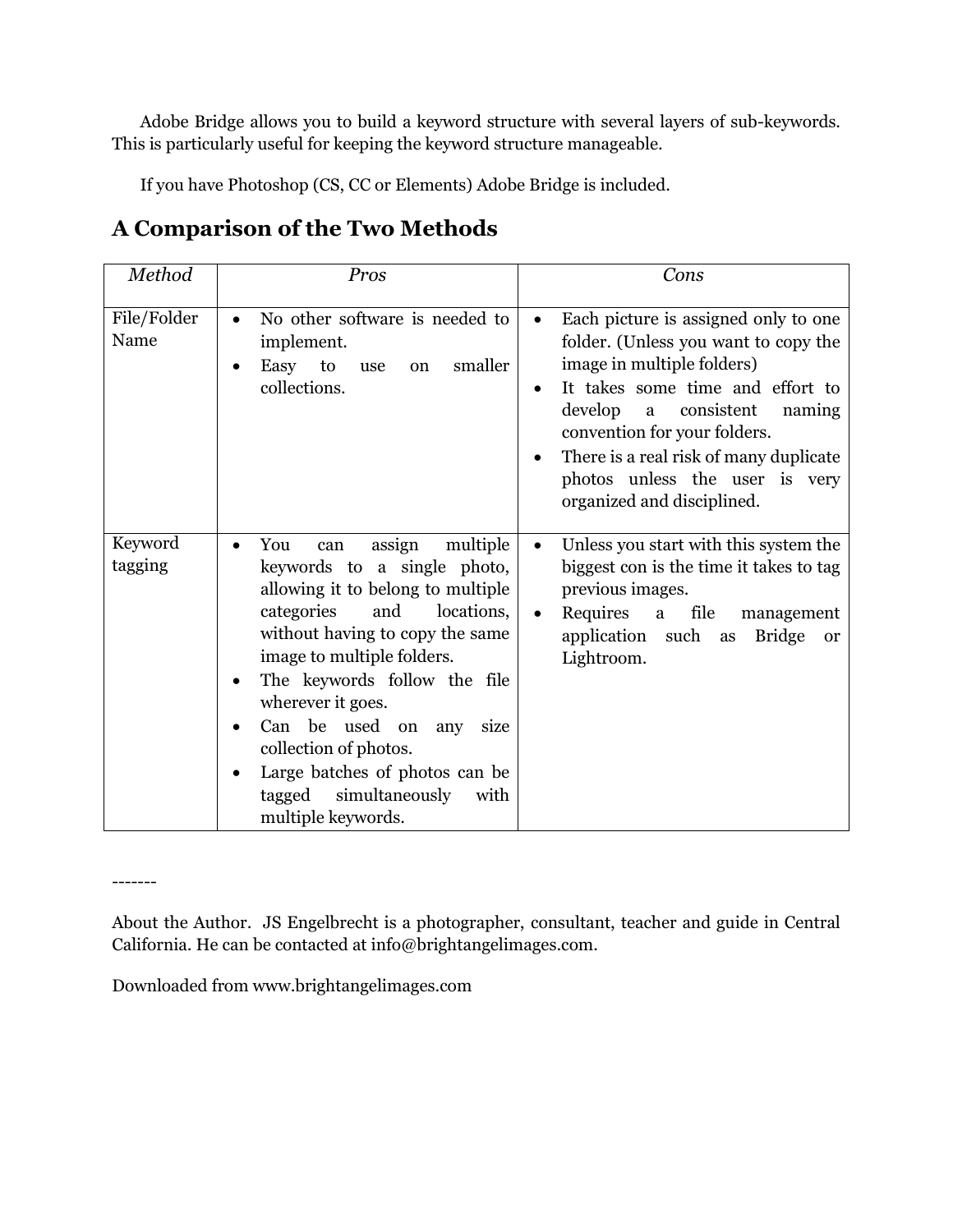Adobe Bridge allows you to build a keyword structure with several layers of sub-keywords. This is particularly useful for keeping the keyword structure manageable.

If you have Photoshop (CS, CC or Elements) Adobe Bridge is included.

## A Comparison of the Two Methods

| *Method* | *Pros* | *Cons* |
| --- | --- | --- |
| File/Folder Name | • No other software is needed to implement.<br>• Easy to use on smaller collections. | • Each picture is assigned only to one folder. (Unless you want to copy the image in multiple folders)<br>• It takes some time and effort to develop a consistent naming convention for your folders.<br>• There is a real risk of many duplicate photos unless the user is very organized and disciplined. |
| Keyword tagging | • You can assign multiple keywords to a single photo, allowing it to belong to multiple categories and locations, without having to copy the same image to multiple folders.<br>• The keywords follow the file wherever it goes.<br>• Can be used on any size collection of photos.<br>• Large batches of photos can be tagged simultaneously with multiple keywords. | • Unless you start with this system the biggest con is the time it takes to tag previous images.<br>• Requires a file management application such as Bridge or Lightroom. |

-------

About the Author. JS Engelbrecht is a photographer, consultant, teacher and guide in Central California. He can be contacted at info@brightangelimages.com.

Downloaded from www.brightangelimages.com